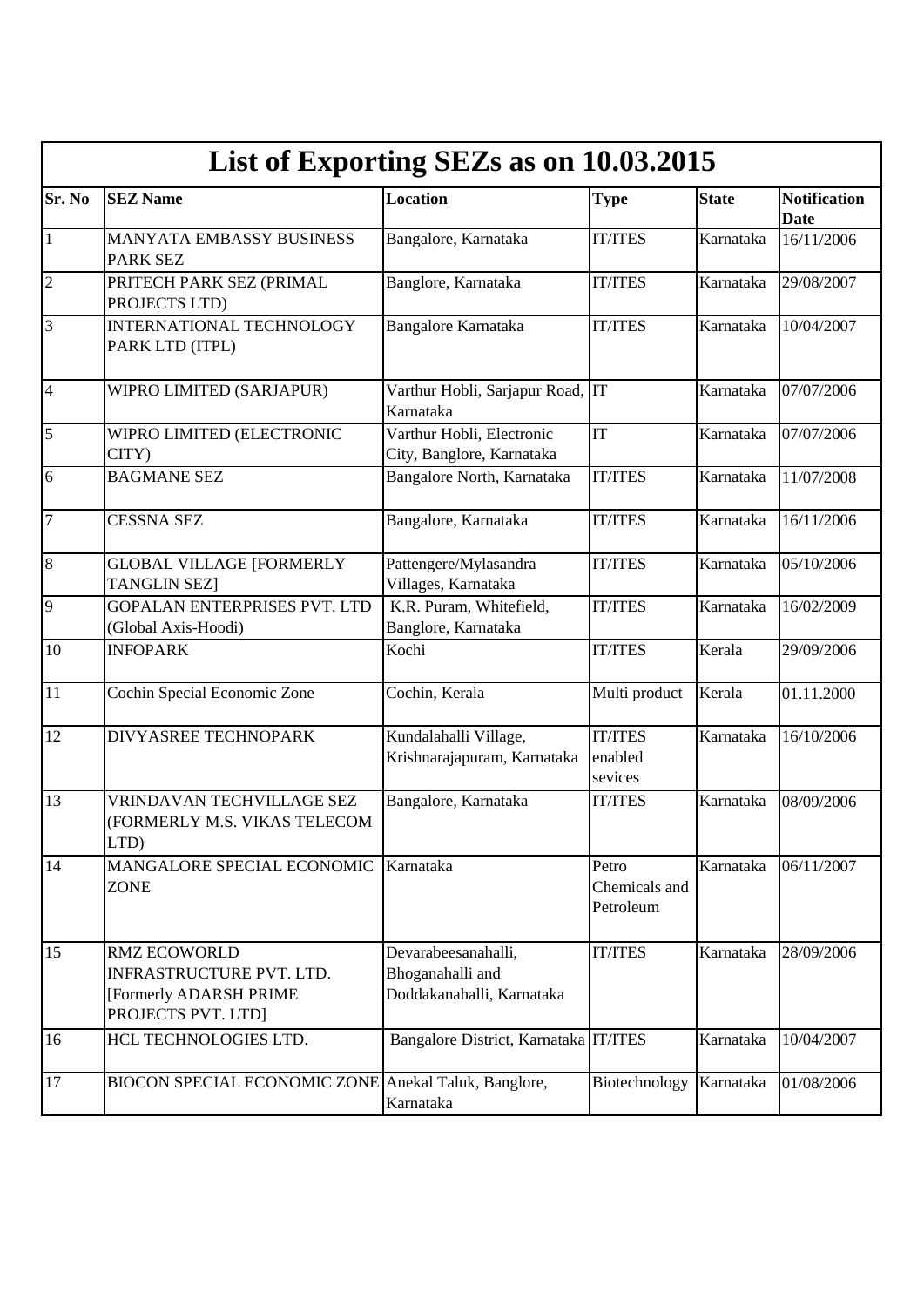# List of Exporting SEZs as on 10.03.2015

| Sr. No | SEZ Name | Location | Type | State | Notification Date |
|---|---|---|---|---|---|
| 1 | MANYATA EMBASSY BUSINESS PARK SEZ | Bangalore, Karnataka | IT/ITES | Karnataka | 16/11/2006 |
| 2 | PRITECH PARK SEZ (PRIMAL PROJECTS LTD) | Banglore, Karnataka | IT/ITES | Karnataka | 29/08/2007 |
| 3 | INTERNATIONAL TECHNOLOGY PARK LTD (ITPL) | Bangalore Karnataka | IT/ITES | Karnataka | 10/04/2007 |
| 4 | WIPRO LIMITED (SARJAPUR) | Varthur Hobli, Sarjapur Road, Karnataka | IT | Karnataka | 07/07/2006 |
| 5 | WIPRO LIMITED (ELECTRONIC CITY) | Varthur Hobli, Electronic City, Banglore, Karnataka | IT | Karnataka | 07/07/2006 |
| 6 | BAGMANE SEZ | Bangalore North, Karnataka | IT/ITES | Karnataka | 11/07/2008 |
| 7 | CESSNA SEZ | Bangalore, Karnataka | IT/ITES | Karnataka | 16/11/2006 |
| 8 | GLOBAL VILLAGE [FORMERLY TANGLIN SEZ] | Pattengere/Mylasandra Villages, Karnataka | IT/ITES | Karnataka | 05/10/2006 |
| 9 | GOPALAN ENTERPRISES PVT. LTD (Global Axis-Hoodi) | K.R. Puram, Whitefield, Banglore, Karnataka | IT/ITES | Karnataka | 16/02/2009 |
| 10 | INFOPARK | Kochi | IT/ITES | Kerala | 29/09/2006 |
| 11 | Cochin Special Economic Zone | Cochin, Kerala | Multi product | Kerala | 01.11.2000 |
| 12 | DIVYASREE TECHNOPARK | Kundalahalli Village, Krishnarajapuram, Karnataka | IT/ITES enabled sevices | Karnataka | 16/10/2006 |
| 13 | VRINDAVAN TECHVILLAGE SEZ (FORMERLY M.S. VIKAS TELECOM LTD) | Bangalore, Karnataka | IT/ITES | Karnataka | 08/09/2006 |
| 14 | MANGALORE SPECIAL ECONOMIC ZONE | Karnataka | Petro Chemicals and Petroleum | Karnataka | 06/11/2007 |
| 15 | RMZ ECOWORLD INFRASTRUCTURE PVT. LTD. [Formerly ADARSH PRIME PROJECTS PVT. LTD] | Devarabeesanahalli, Bhoganahalli and Doddakanahalli, Karnataka | IT/ITES | Karnataka | 28/09/2006 |
| 16 | HCL TECHNOLOGIES LTD. | Bangalore District, Karnataka | IT/ITES | Karnataka | 10/04/2007 |
| 17 | BIOCON SPECIAL ECONOMIC ZONE | Anekal Taluk, Banglore, Karnataka | Biotechnology | Karnataka | 01/08/2006 |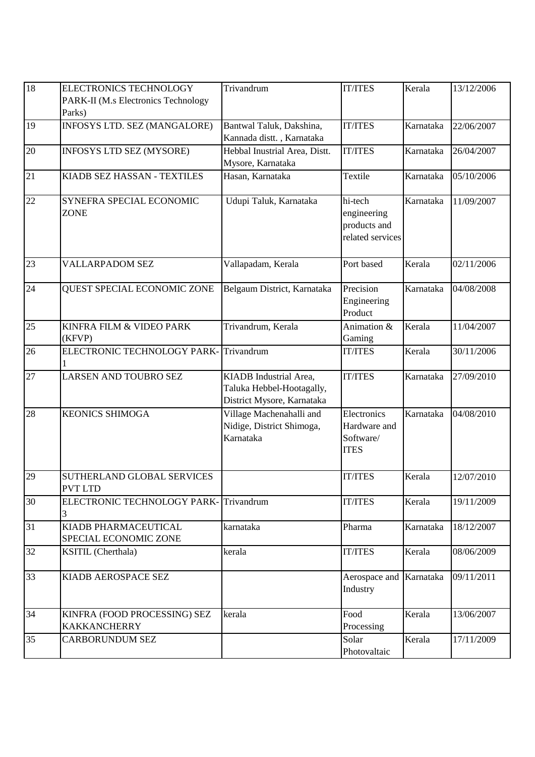| 18 | ELECTRONICS TECHNOLOGY PARK-II (M.s Electronics Technology Parks) | Trivandrum | IT/ITES | Kerala | 13/12/2006 |
|---|---|---|---|---|---|
| 19 | INFOSYS LTD. SEZ (MANGALORE) | Bantwal Taluk, Dakshina, Kannada distt. , Karnataka | IT/ITES | Karnataka | 22/06/2007 |
| 20 | INFOSYS LTD SEZ (MYSORE) | Hebbal Inustrial Area, Distt. Mysore, Karnataka | IT/ITES | Karnataka | 26/04/2007 |
| 21 | KIADB SEZ HASSAN - TEXTILES | Hasan, Karnataka | Textile | Karnataka | 05/10/2006 |
| 22 | SYNEFRA SPECIAL ECONOMIC ZONE | Udupi Taluk, Karnataka | hi-tech engineering products and related services | Karnataka | 11/09/2007 |
| 23 | VALLARPADOM SEZ | Vallapadam, Kerala | Port based | Kerala | 02/11/2006 |
| 24 | QUEST SPECIAL ECONOMIC ZONE | Belgaum District, Karnataka | Precision Engineering Product | Karnataka | 04/08/2008 |
| 25 | KINFRA FILM & VIDEO PARK (KFVP) | Trivandrum, Kerala | Animation & Gaming | Kerala | 11/04/2007 |
| 26 | ELECTRONIC TECHNOLOGY PARK-1 | Trivandrum | IT/ITES | Kerala | 30/11/2006 |
| 27 | LARSEN AND TOUBRO SEZ | KIADB Industrial Area, Taluka Hebbel-Hootagally, District Mysore, Karnataka | IT/ITES | Karnataka | 27/09/2010 |
| 28 | KEONICS SHIMOGA | Village Machenahalli and Nidige, District Shimoga, Karnataka | Electronics Hardware and Software/ ITES | Karnataka | 04/08/2010 |
| 29 | SUTHERLAND GLOBAL SERVICES PVT LTD | | IT/ITES | Kerala | 12/07/2010 |
| 30 | ELECTRONIC TECHNOLOGY PARK-3 | Trivandrum | IT/ITES | Kerala | 19/11/2009 |
| 31 | KIADB PHARMACEUTICAL SPECIAL ECONOMIC ZONE | karnataka | Pharma | Karnataka | 18/12/2007 |
| 32 | KSITIL (Cherthala) | kerala | IT/ITES | Kerala | 08/06/2009 |
| 33 | KIADB AEROSPACE SEZ | | Aerospace and Industry | Karnataka | 09/11/2011 |
| 34 | KINFRA (FOOD PROCESSING) SEZ KAKKANCHERRY | kerala | Food Processing | Kerala | 13/06/2007 |
| 35 | CARBORUNDUM SEZ | | Solar Photovaltaic | Kerala | 17/11/2009 |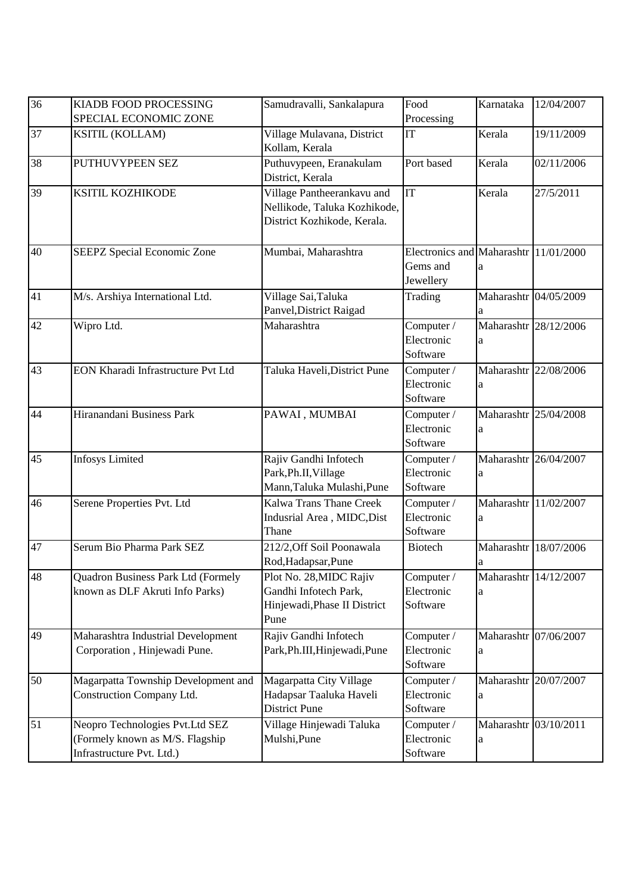| 36 | KIADB FOOD PROCESSING SPECIAL ECONOMIC ZONE | Samudravalli, Sankalapura | Food Processing | Karnataka | 12/04/2007 |
|---|---|---|---|---|---|
| 37 | KSITIL (KOLLAM) | Village Mulavana, District Kollam, Kerala | IT | Kerala | 19/11/2009 |
| 38 | PUTHUVYPEEN SEZ | Puthuvypeen, Eranakulam District, Kerala | Port based | Kerala | 02/11/2006 |
| 39 | KSITIL KOZHIKODE | Village Pantheerankavu and Nellikode, Taluka Kozhikode, District Kozhikode, Kerala. | IT | Kerala | 27/5/2011 |
| 40 | SEEPZ Special Economic Zone | Mumbai, Maharashtra | Electronics and Gems and Jewellery | Maharashtra | 11/01/2000 |
| 41 | M/s. Arshiya International Ltd. | Village Sai,Taluka Panvel,District Raigad | Trading | Maharashtra | 04/05/2009 |
| 42 | Wipro Ltd. | Maharashtra | Computer / Electronic Software | Maharashtra | 28/12/2006 |
| 43 | EON Kharadi Infrastructure Pvt Ltd | Taluka Haveli,District Pune | Computer / Electronic Software | Maharashtra | 22/08/2006 |
| 44 | Hiranandani Business Park | PAWAI , MUMBAI | Computer / Electronic Software | Maharashtra | 25/04/2008 |
| 45 | Infosys Limited | Rajiv Gandhi Infotech Park,Ph.II,Village Mann,Taluka Mulashi,Pune | Computer / Electronic Software | Maharashtra | 26/04/2007 |
| 46 | Serene Properties Pvt. Ltd | Kalwa Trans Thane Creek Indusrial Area , MIDC,Dist Thane | Computer / Electronic Software | Maharashtra | 11/02/2007 |
| 47 | Serum Bio Pharma Park SEZ | 212/2,Off Soil Poonawala Rod,Hadapsar,Pune | Biotech | Maharashtra | 18/07/2006 |
| 48 | Quadron Business Park Ltd (Formely known as DLF Akruti Info Parks) | Plot No. 28,MIDC Rajiv Gandhi Infotech Park, Hinjewadi,Phase II District Pune | Computer / Electronic Software | Maharashtra | 14/12/2007 |
| 49 | Maharashtra Industrial Development Corporation , Hinjewadi Pune. | Rajiv Gandhi Infotech Park,Ph.III,Hinjewadi,Pune | Computer / Electronic Software | Maharashtra | 07/06/2007 |
| 50 | Magarpatta Township Development and Construction Company Ltd. | Magarpatta City Village Hadapsar Taaluka Haveli District Pune | Computer / Electronic Software | Maharashtra | 20/07/2007 |
| 51 | Neopro Technologies Pvt.Ltd SEZ (Formely known as M/S. Flagship Infrastructure Pvt. Ltd.) | Village Hinjewadi Taluka Mulshi,Pune | Computer / Electronic Software | Maharashtra | 03/10/2011 |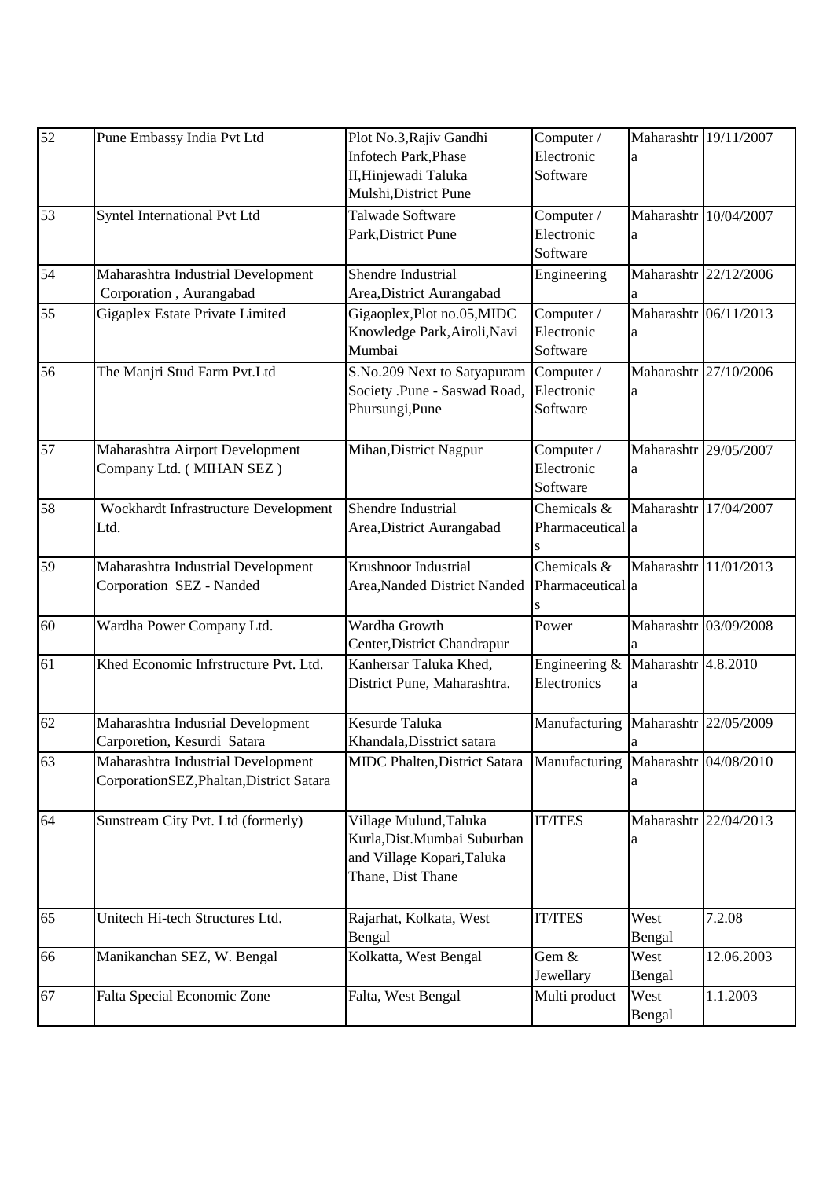| 52 | Pune Embassy India Pvt Ltd | Plot No.3,Rajiv Gandhi Infotech Park,Phase II,Hinjewadi Taluka Mulshi,District Pune | Computer / Electronic Software | Maharashtra | 19/11/2007 |
|---|---|---|---|---|---|
| 53 | Syntel International Pvt Ltd | Talwade Software Park,District Pune | Computer / Electronic Software | Maharashtra | 10/04/2007 |
| 54 | Maharashtra Industrial Development Corporation , Aurangabad | Shendre Industrial Area,District Aurangabad | Engineering | Maharashtra | 22/12/2006 |
| 55 | Gigaplex Estate Private Limited | Gigaoplex,Plot no.05,MIDC Knowledge Park,Airoli,Navi Mumbai | Computer / Electronic Software | Maharashtra | 06/11/2013 |
| 56 | The Manjri Stud Farm Pvt.Ltd | S.No.209 Next to Satyapuram Society .Pune - Saswad Road, Phursungi,Pune | Computer / Electronic Software | Maharashtra | 27/10/2006 |
| 57 | Maharashtra Airport Development Company Ltd. ( MIHAN SEZ ) | Mihan,District Nagpur | Computer / Electronic Software | Maharashtra | 29/05/2007 |
| 58 | Wockhardt Infrastructure Development Ltd. | Shendre Industrial Area,District Aurangabad | Chemicals & Pharmaceuticals | Maharashtra | 17/04/2007 |
| 59 | Maharashtra Industrial Development Corporation SEZ - Nanded | Krushnoor Industrial Area,Nanded District Nanded | Chemicals & Pharmaceuticals | Maharashtra | 11/01/2013 |
| 60 | Wardha Power Company Ltd. | Wardha Growth Center,District Chandrapur | Power | Maharashtra | 03/09/2008 |
| 61 | Khed Economic Infrstructure Pvt. Ltd. | Kanhersar Taluka Khed, District Pune, Maharashtra. | Engineering & Electronics | Maharashtra | 4.8.2010 |
| 62 | Maharashtra Indusrial Development Carporetion, Kesurdi Satara | Kesurde Taluka Khandala,Disstrict satara | Manufacturing | Maharashtra | 22/05/2009 |
| 63 | Maharashtra Industrial Development CorporationSEZ,Phaltan,District Satara | MIDC Phalten,District Satara | Manufacturing | Maharashtra | 04/08/2010 |
| 64 | Sunstream City Pvt. Ltd (formerly) | Village Mulund,Taluka Kurla,Dist.Mumbai Suburban and Village Kopari,Taluka Thane, Dist Thane | IT/ITES | Maharashtra | 22/04/2013 |
| 65 | Unitech Hi-tech Structures Ltd. | Rajarhat, Kolkata, West Bengal | IT/ITES | West Bengal | 7.2.08 |
| 66 | Manikanchan SEZ, W. Bengal | Kolkatta, West Bengal | Gem & Jewellary | West Bengal | 12.06.2003 |
| 67 | Falta Special Economic Zone | Falta, West Bengal | Multi product | West Bengal | 1.1.2003 |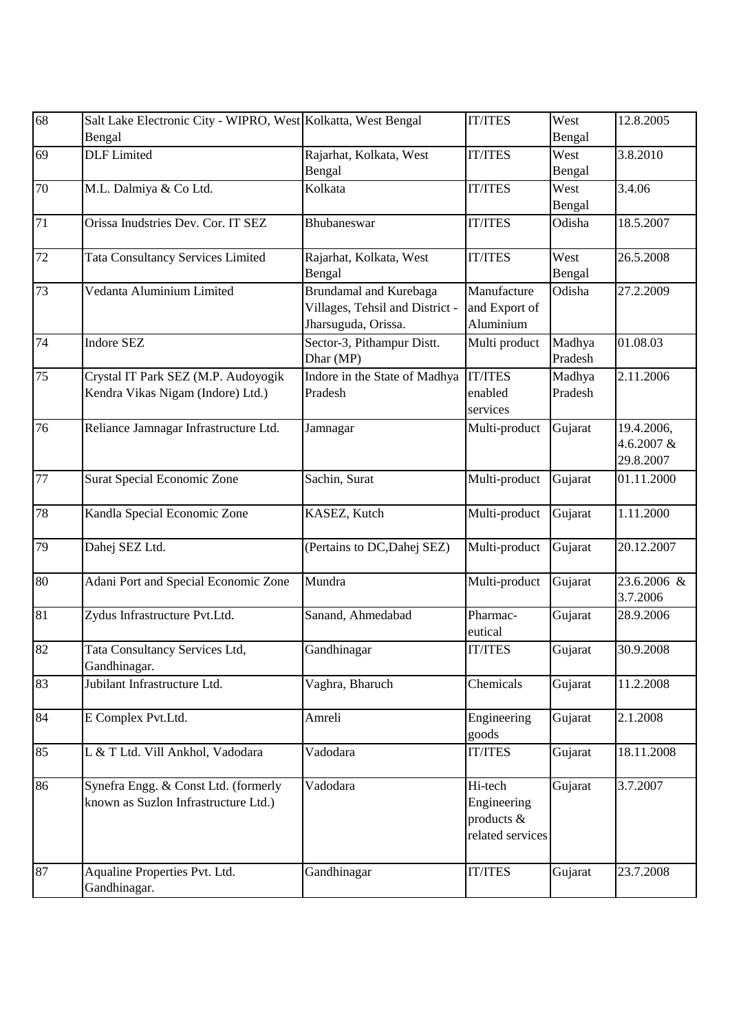| 68 | Salt Lake Electronic City - WIPRO, West Bengal | Kolkatta, West Bengal | IT/ITES | West Bengal | 12.8.2005 |
|---|---|---|---|---|---|
| 69 | DLF Limited | Rajarhat, Kolkata, West Bengal | IT/ITES | West Bengal | 3.8.2010 |
| 70 | M.L. Dalmiya & Co Ltd. | Kolkata | IT/ITES | West Bengal | 3.4.06 |
| 71 | Orissa Inudstries Dev. Cor. IT SEZ | Bhubaneswar | IT/ITES | Odisha | 18.5.2007 |
| 72 | Tata Consultancy Services Limited | Rajarhat, Kolkata, West Bengal | IT/ITES | West Bengal | 26.5.2008 |
| 73 | Vedanta Aluminium Limited | Brundamal and Kurebaga Villages, Tehsil and District - Jharsuguda, Orissa. | Manufacture and Export of Aluminium | Odisha | 27.2.2009 |
| 74 | Indore SEZ | Sector-3, Pithampur Distt. Dhar (MP) | Multi product | Madhya Pradesh | 01.08.03 |
| 75 | Crystal IT Park SEZ (M.P. Audoyogik Kendra Vikas Nigam (Indore) Ltd.) | Indore in the State of Madhya Pradesh | IT/ITES enabled services | Madhya Pradesh | 2.11.2006 |
| 76 | Reliance Jamnagar Infrastructure Ltd. | Jamnagar | Multi-product | Gujarat | 19.4.2006, 4.6.2007 & 29.8.2007 |
| 77 | Surat Special Economic Zone | Sachin, Surat | Multi-product | Gujarat | 01.11.2000 |
| 78 | Kandla Special Economic Zone | KASEZ, Kutch | Multi-product | Gujarat | 1.11.2000 |
| 79 | Dahej SEZ Ltd. | (Pertains to DC,Dahej SEZ) | Multi-product | Gujarat | 20.12.2007 |
| 80 | Adani Port and Special Economic Zone | Mundra | Multi-product | Gujarat | 23.6.2006 & 3.7.2006 |
| 81 | Zydus Infrastructure Pvt.Ltd. | Sanand, Ahmedabad | Pharmac-eutical | Gujarat | 28.9.2006 |
| 82 | Tata Consultancy Services Ltd, Gandhinagar. | Gandhinagar | IT/ITES | Gujarat | 30.9.2008 |
| 83 | Jubilant Infrastructure Ltd. | Vaghra, Bharuch | Chemicals | Gujarat | 11.2.2008 |
| 84 | E Complex Pvt.Ltd. | Amreli | Engineering goods | Gujarat | 2.1.2008 |
| 85 | L & T Ltd. Vill Ankhol, Vadodara | Vadodara | IT/ITES | Gujarat | 18.11.2008 |
| 86 | Synefra Engg. & Const Ltd. (formerly known as Suzlon Infrastructure Ltd.) | Vadodara | Hi-tech Engineering products & related services | Gujarat | 3.7.2007 |
| 87 | Aqualine Properties Pvt. Ltd. Gandhinagar. | Gandhinagar | IT/ITES | Gujarat | 23.7.2008 |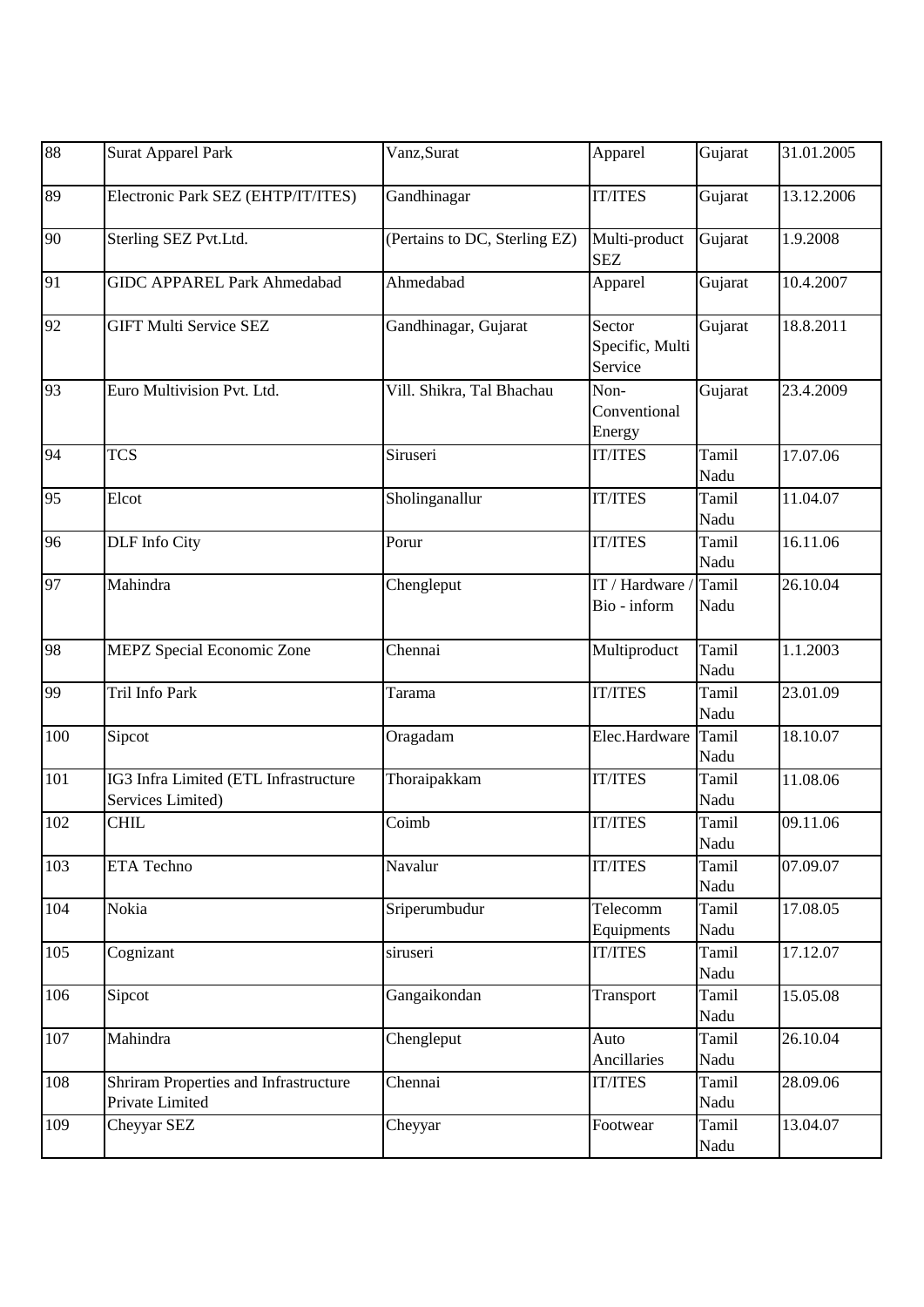| 88 | Surat Apparel Park | Vanz,Surat | Apparel | Gujarat | 31.01.2005 |
|---|---|---|---|---|---|
| 89 | Electronic Park SEZ (EHTP/IT/ITES) | Gandhinagar | IT/ITES | Gujarat | 13.12.2006 |
| 90 | Sterling SEZ Pvt.Ltd. | (Pertains to DC, Sterling EZ) | Multi-product SEZ | Gujarat | 1.9.2008 |
| 91 | GIDC APPAREL Park Ahmedabad | Ahmedabad | Apparel | Gujarat | 10.4.2007 |
| 92 | GIFT Multi Service SEZ | Gandhinagar, Gujarat | Sector Specific, Multi Service | Gujarat | 18.8.2011 |
| 93 | Euro Multivision Pvt. Ltd. | Vill. Shikra, Tal Bhachau | Non-Conventional Energy | Gujarat | 23.4.2009 |
| 94 | TCS | Siruseri | IT/ITES | Tamil Nadu | 17.07.06 |
| 95 | Elcot | Sholinganallur | IT/ITES | Tamil Nadu | 11.04.07 |
| 96 | DLF Info City | Porur | IT/ITES | Tamil Nadu | 16.11.06 |
| 97 | Mahindra | Chengleput | IT / Hardware / Bio - inform | Tamil Nadu | 26.10.04 |
| 98 | MEPZ Special Economic Zone | Chennai | Multiproduct | Tamil Nadu | 1.1.2003 |
| 99 | Tril Info Park | Tarama | IT/ITES | Tamil Nadu | 23.01.09 |
| 100 | Sipcot | Oragadam | Elec.Hardware | Tamil Nadu | 18.10.07 |
| 101 | IG3 Infra Limited (ETL Infrastructure Services Limited) | Thoraipakkam | IT/ITES | Tamil Nadu | 11.08.06 |
| 102 | CHIL | Coimb | IT/ITES | Tamil Nadu | 09.11.06 |
| 103 | ETA Techno | Navalur | IT/ITES | Tamil Nadu | 07.09.07 |
| 104 | Nokia | Sriperumbudur | Telecomm Equipments | Tamil Nadu | 17.08.05 |
| 105 | Cognizant | siruseri | IT/ITES | Tamil Nadu | 17.12.07 |
| 106 | Sipcot | Gangaikondan | Transport | Tamil Nadu | 15.05.08 |
| 107 | Mahindra | Chengleput | Auto Ancillaries | Tamil Nadu | 26.10.04 |
| 108 | Shriram Properties and Infrastructure Private Limited | Chennai | IT/ITES | Tamil Nadu | 28.09.06 |
| 109 | Cheyyar SEZ | Cheyyar | Footwear | Tamil Nadu | 13.04.07 |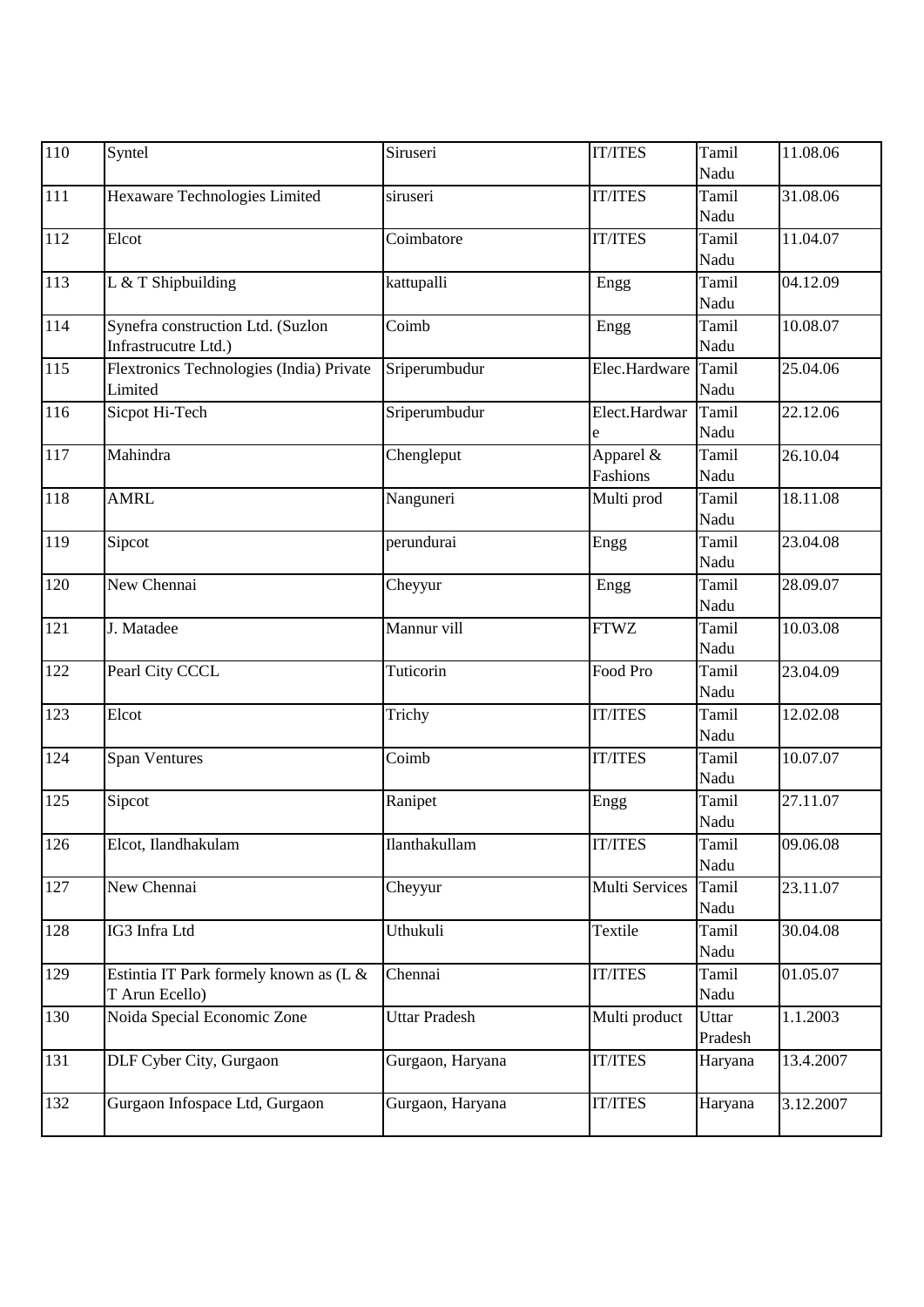| 110 | Syntel | Siruseri | IT/ITES | Tamil Nadu | 11.08.06 |
|---|---|---|---|---|---|
| 111 | Hexaware Technologies Limited | siruseri | IT/ITES | Tamil Nadu | 31.08.06 |
| 112 | Elcot | Coimbatore | IT/ITES | Tamil Nadu | 11.04.07 |
| 113 | L & T Shipbuilding | kattupalli | Engg | Tamil Nadu | 04.12.09 |
| 114 | Synefra construction Ltd. (Suzlon Infrastrucutre Ltd.) | Coimb | Engg | Tamil Nadu | 10.08.07 |
| 115 | Flextronics Technologies (India) Private Limited | Sriperumbudur | Elec.Hardware | Tamil Nadu | 25.04.06 |
| 116 | Sicpot Hi-Tech | Sriperumbudur | Elect.Hardware | Tamil Nadu | 22.12.06 |
| 117 | Mahindra | Chengleput | Apparel & Fashions | Tamil Nadu | 26.10.04 |
| 118 | AMRL | Nanguneri | Multi prod | Tamil Nadu | 18.11.08 |
| 119 | Sipcot | perundurai | Engg | Tamil Nadu | 23.04.08 |
| 120 | New Chennai | Cheyyur | Engg | Tamil Nadu | 28.09.07 |
| 121 | J. Matadee | Mannur vill | FTWZ | Tamil Nadu | 10.03.08 |
| 122 | Pearl City CCCL | Tuticorin | Food Pro | Tamil Nadu | 23.04.09 |
| 123 | Elcot | Trichy | IT/ITES | Tamil Nadu | 12.02.08 |
| 124 | Span Ventures | Coimb | IT/ITES | Tamil Nadu | 10.07.07 |
| 125 | Sipcot | Ranipet | Engg | Tamil Nadu | 27.11.07 |
| 126 | Elcot, Ilandhakulam | Ilanthakullam | IT/ITES | Tamil Nadu | 09.06.08 |
| 127 | New Chennai | Cheyyur | Multi Services | Tamil Nadu | 23.11.07 |
| 128 | IG3 Infra Ltd | Uthukuli | Textile | Tamil Nadu | 30.04.08 |
| 129 | Estintia IT Park formely known as (L & T Arun Ecello) | Chennai | IT/ITES | Tamil Nadu | 01.05.07 |
| 130 | Noida Special Economic Zone | Uttar Pradesh | Multi product | Uttar Pradesh | 1.1.2003 |
| 131 | DLF Cyber City, Gurgaon | Gurgaon, Haryana | IT/ITES | Haryana | 13.4.2007 |
| 132 | Gurgaon Infospace Ltd, Gurgaon | Gurgaon, Haryana | IT/ITES | Haryana | 3.12.2007 |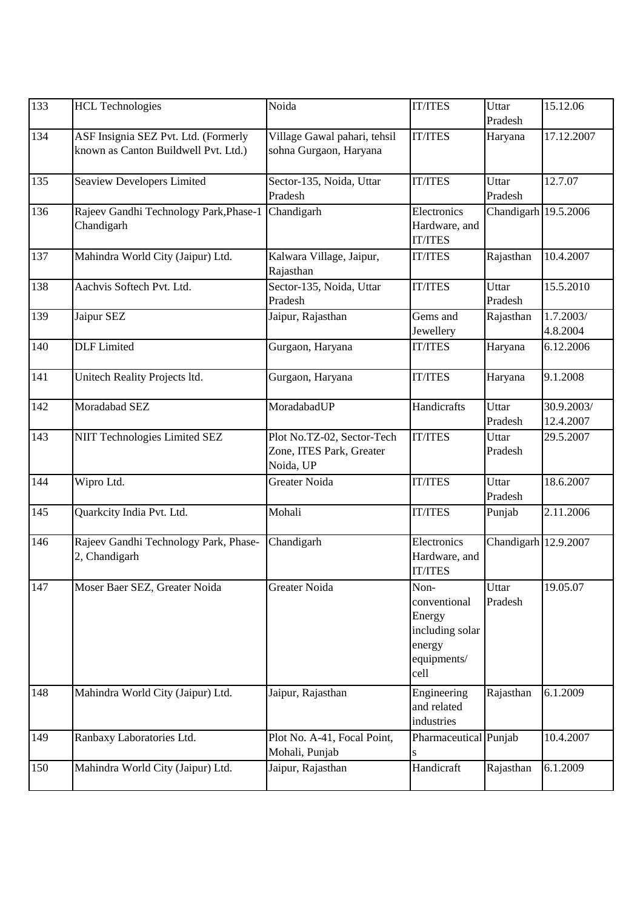| 133 | HCL Technologies | Noida | IT/ITES | Uttar Pradesh | 15.12.06 |
|---|---|---|---|---|---|
| 134 | ASF Insignia SEZ Pvt. Ltd. (Formerly known as Canton Buildwell Pvt. Ltd.) | Village Gawal pahari, tehsil sohna Gurgaon, Haryana | IT/ITES | Haryana | 17.12.2007 |
| 135 | Seaview Developers Limited | Sector-135, Noida, Uttar Pradesh | IT/ITES | Uttar Pradesh | 12.7.07 |
| 136 | Rajeev Gandhi Technology Park,Phase-1 Chandigarh | Chandigarh | Electronics Hardware, and IT/ITES | Chandigarh | 19.5.2006 |
| 137 | Mahindra World City (Jaipur) Ltd. | Kalwara Village, Jaipur, Rajasthan | IT/ITES | Rajasthan | 10.4.2007 |
| 138 | Aachvis Softech Pvt. Ltd. | Sector-135, Noida, Uttar Pradesh | IT/ITES | Uttar Pradesh | 15.5.2010 |
| 139 | Jaipur SEZ | Jaipur, Rajasthan | Gems and Jewellery | Rajasthan | 1.7.2003/ 4.8.2004 |
| 140 | DLF Limited | Gurgaon, Haryana | IT/ITES | Haryana | 6.12.2006 |
| 141 | Unitech Reality Projects ltd. | Gurgaon, Haryana | IT/ITES | Haryana | 9.1.2008 |
| 142 | Moradabad SEZ | MoradabadUP | Handicrafts | Uttar Pradesh | 30.9.2003/ 12.4.2007 |
| 143 | NIIT Technologies Limited SEZ | Plot No.TZ-02, Sector-Tech Zone, ITES Park, Greater Noida, UP | IT/ITES | Uttar Pradesh | 29.5.2007 |
| 144 | Wipro Ltd. | Greater Noida | IT/ITES | Uttar Pradesh | 18.6.2007 |
| 145 | Quarkcity India Pvt. Ltd. | Mohali | IT/ITES | Punjab | 2.11.2006 |
| 146 | Rajeev Gandhi Technology Park, Phase-2, Chandigarh | Chandigarh | Electronics Hardware, and IT/ITES | Chandigarh | 12.9.2007 |
| 147 | Moser Baer SEZ, Greater Noida | Greater Noida | Non-conventional Energy including solar energy equipments/ cell | Uttar Pradesh | 19.05.07 |
| 148 | Mahindra World City (Jaipur) Ltd. | Jaipur, Rajasthan | Engineering and related industries | Rajasthan | 6.1.2009 |
| 149 | Ranbaxy Laboratories Ltd. | Plot No. A-41, Focal Point, Mohali, Punjab | Pharmaceuticals | Punjab | 10.4.2007 |
| 150 | Mahindra World City (Jaipur) Ltd. | Jaipur, Rajasthan | Handicraft | Rajasthan | 6.1.2009 |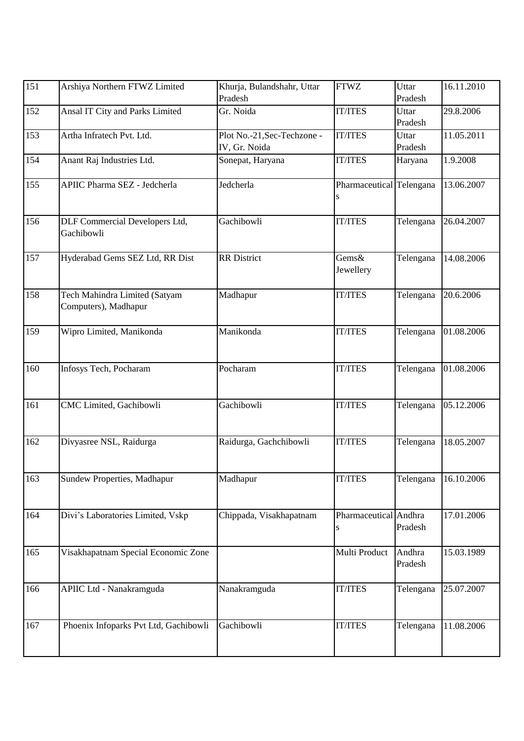| 151 | Arshiya Northern FTWZ Limited | Khurja, Bulandshahr, Uttar Pradesh | FTWZ | Uttar Pradesh | 16.11.2010 |
|---|---|---|---|---|---|
| 152 | Ansal IT City and Parks Limited | Gr. Noida | IT/ITES | Uttar Pradesh | 29.8.2006 |
| 153 | Artha Infratech Pvt. Ltd. | Plot No.-21,Sec-Techzone - IV, Gr. Noida | IT/ITES | Uttar Pradesh | 11.05.2011 |
| 154 | Anant Raj Industries Ltd. | Sonepat, Haryana | IT/ITES | Haryana | 1.9.2008 |
| 155 | APIIC Pharma SEZ - Jedcherla | Jedcherla | Pharmaceuticals | Telengana | 13.06.2007 |
| 156 | DLF Commercial Developers Ltd, Gachibowli | Gachibowli | IT/ITES | Telengana | 26.04.2007 |
| 157 | Hyderabad Gems SEZ Ltd, RR Dist | RR District | Gems& Jewellery | Telengana | 14.08.2006 |
| 158 | Tech Mahindra Limited (Satyam Computers), Madhapur | Madhapur | IT/ITES | Telengana | 20.6.2006 |
| 159 | Wipro Limited, Manikonda | Manikonda | IT/ITES | Telengana | 01.08.2006 |
| 160 | Infosys Tech, Pocharam | Pocharam | IT/ITES | Telengana | 01.08.2006 |
| 161 | CMC Limited, Gachibowli | Gachibowli | IT/ITES | Telengana | 05.12.2006 |
| 162 | Divyasree NSL, Raidurga | Raidurga, Gachchibowli | IT/ITES | Telengana | 18.05.2007 |
| 163 | Sundew Properties, Madhapur | Madhapur | IT/ITES | Telengana | 16.10.2006 |
| 164 | Divi's Laboratories Limited, Vskp | Chippada, Visakhapatnam | Pharmaceuticals | Andhra Pradesh | 17.01.2006 |
| 165 | Visakhapatnam Special Economic Zone | | Multi Product | Andhra Pradesh | 15.03.1989 |
| 166 | APIIC Ltd - Nanakramguda | Nanakramguda | IT/ITES | Telengana | 25.07.2007 |
| 167 | Phoenix Infoparks Pvt Ltd, Gachibowli | Gachibowli | IT/ITES | Telengana | 11.08.2006 |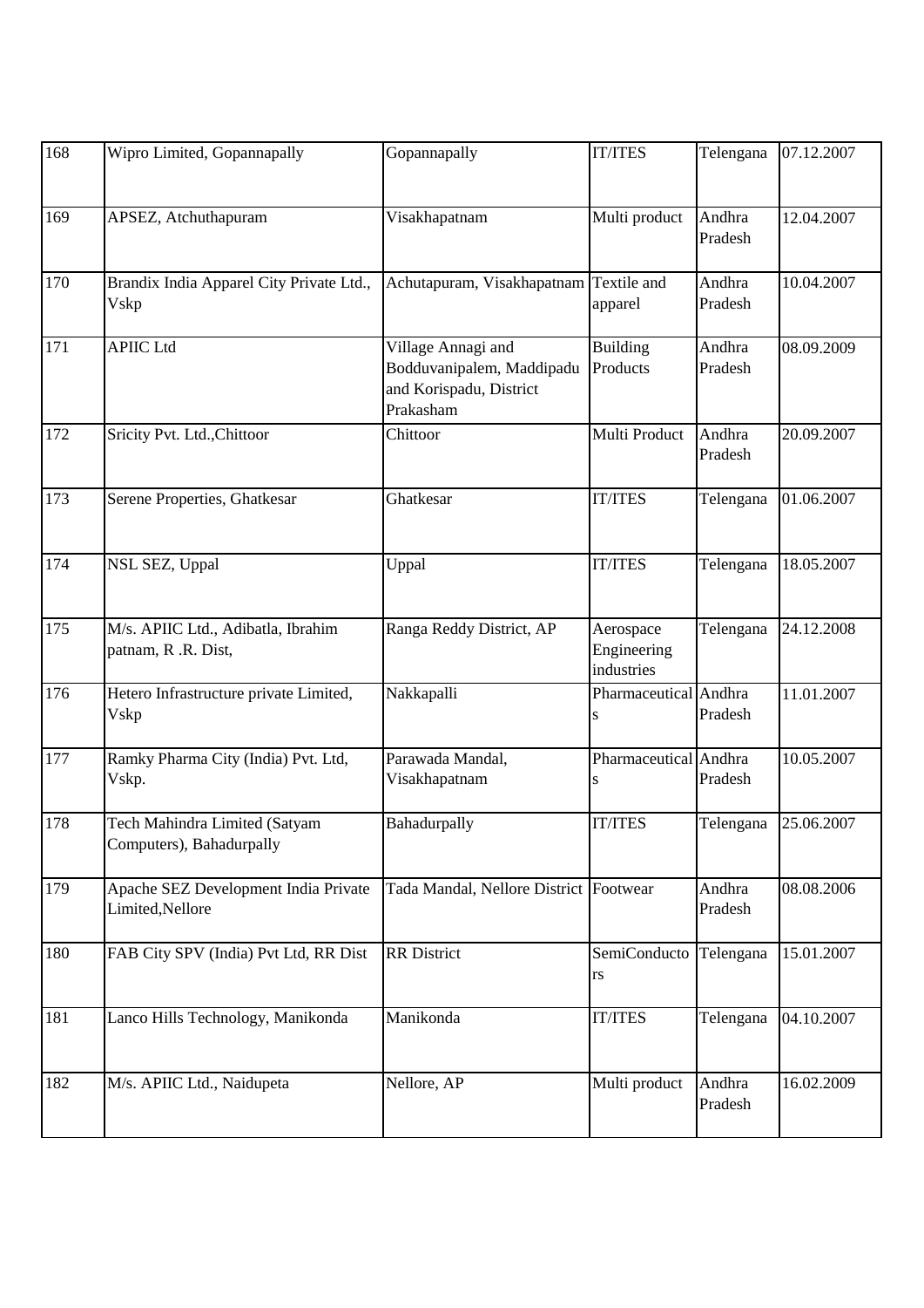| 168 | Wipro Limited, Gopannapally | Gopannapally | IT/ITES | Telengana | 07.12.2007 |
|---|---|---|---|---|---|
| 169 | APSEZ, Atchuthapuram | Visakhapatnam | Multi product | Andhra Pradesh | 12.04.2007 |
| 170 | Brandix India Apparel City Private Ltd., Vskp | Achutapuram, Visakhapatnam | Textile and apparel | Andhra Pradesh | 10.04.2007 |
| 171 | APIIC Ltd | Village Annagi and Bodduvanipalem, Maddipadu and Korispadu, District Prakasham | Building Products | Andhra Pradesh | 08.09.2009 |
| 172 | Sricity Pvt. Ltd.,Chittoor | Chittoor | Multi Product | Andhra Pradesh | 20.09.2007 |
| 173 | Serene Properties, Ghatkesar | Ghatkesar | IT/ITES | Telengana | 01.06.2007 |
| 174 | NSL SEZ, Uppal | Uppal | IT/ITES | Telengana | 18.05.2007 |
| 175 | M/s. APIIC Ltd., Adibatla, Ibrahim patnam, R .R. Dist, | Ranga Reddy District, AP | Aerospace Engineering industries | Telengana | 24.12.2008 |
| 176 | Hetero Infrastructure private Limited, Vskp | Nakkapalli | Pharmaceuticals | Andhra Pradesh | 11.01.2007 |
| 177 | Ramky Pharma City (India) Pvt. Ltd, Vskp. | Parawada Mandal, Visakhapatnam | Pharmaceuticals | Andhra Pradesh | 10.05.2007 |
| 178 | Tech Mahindra Limited (Satyam Computers), Bahadurpally | Bahadurpally | IT/ITES | Telengana | 25.06.2007 |
| 179 | Apache SEZ Development India Private Limited,Nellore | Tada Mandal, Nellore District | Footwear | Andhra Pradesh | 08.08.2006 |
| 180 | FAB City SPV (India) Pvt Ltd, RR Dist | RR District | SemiConductors | Telengana | 15.01.2007 |
| 181 | Lanco Hills Technology, Manikonda | Manikonda | IT/ITES | Telengana | 04.10.2007 |
| 182 | M/s. APIIC Ltd., Naidupeta | Nellore, AP | Multi product | Andhra Pradesh | 16.02.2009 |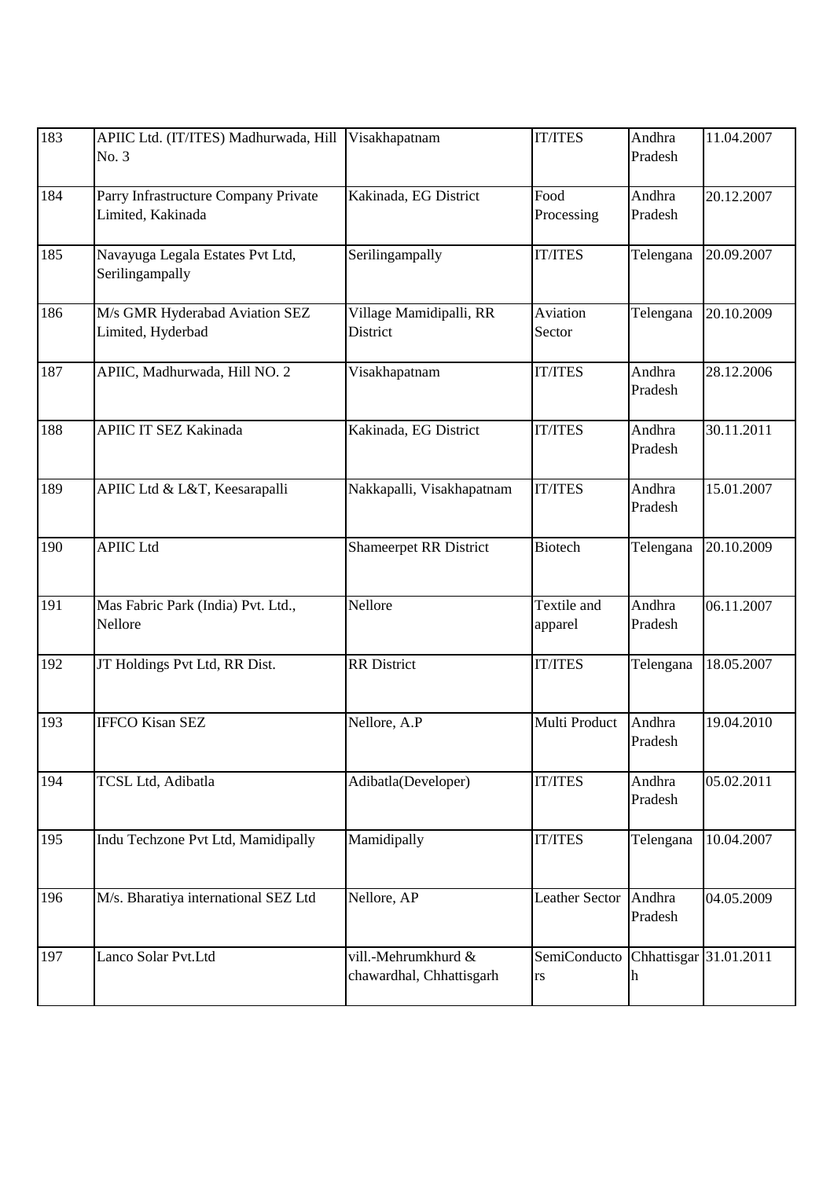| | | | | | |
|---|---|---|---|---|---|
| 183 | APIIC Ltd. (IT/ITES) Madhurwada, Hill No. 3 | Visakhapatnam | IT/ITES | Andhra Pradesh | 11.04.2007 |
| 184 | Parry Infrastructure Company Private Limited, Kakinada | Kakinada, EG District | Food Processing | Andhra Pradesh | 20.12.2007 |
| 185 | Navayuga Legala Estates Pvt Ltd, Serilingampally | Serilingampally | IT/ITES | Telengana | 20.09.2007 |
| 186 | M/s GMR Hyderabad Aviation SEZ Limited, Hyderbad | Village Mamidipalli, RR District | Aviation Sector | Telengana | 20.10.2009 |
| 187 | APIIC, Madhurwada, Hill NO. 2 | Visakhapatnam | IT/ITES | Andhra Pradesh | 28.12.2006 |
| 188 | APIIC IT SEZ Kakinada | Kakinada, EG District | IT/ITES | Andhra Pradesh | 30.11.2011 |
| 189 | APIIC Ltd & L&T, Keesarapalli | Nakkapalli, Visakhapatnam | IT/ITES | Andhra Pradesh | 15.01.2007 |
| 190 | APIIC Ltd | Shameerpet RR District | Biotech | Telengana | 20.10.2009 |
| 191 | Mas Fabric Park (India) Pvt. Ltd., Nellore | Nellore | Textile and apparel | Andhra Pradesh | 06.11.2007 |
| 192 | JT Holdings Pvt Ltd, RR Dist. | RR District | IT/ITES | Telengana | 18.05.2007 |
| 193 | IFFCO Kisan SEZ | Nellore, A.P | Multi Product | Andhra Pradesh | 19.04.2010 |
| 194 | TCSL Ltd, Adibatla | Adibatla(Developer) | IT/ITES | Andhra Pradesh | 05.02.2011 |
| 195 | Indu Techzone Pvt Ltd, Mamidipally | Mamidipally | IT/ITES | Telengana | 10.04.2007 |
| 196 | M/s. Bharatiya international SEZ Ltd | Nellore, AP | Leather Sector | Andhra Pradesh | 04.05.2009 |
| 197 | Lanco Solar Pvt.Ltd | vill.-Mehrumkhurd & chawardhal, Chhattisgarh | SemiConductors | Chhattisgarh | 31.01.2011 |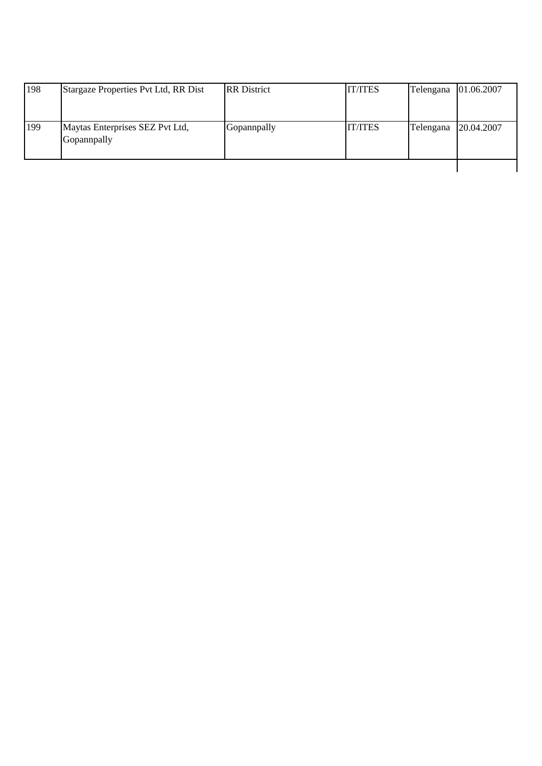| | | | | | |
|---|---|---|---|---|---|
| 198 | Stargaze Properties Pvt Ltd, RR Dist | RR District | IT/ITES | Telengana | 01.06.2007 |
| 199 | Maytas Enterprises SEZ Pvt Ltd, Gopannpally | Gopannpally | IT/ITES | Telengana | 20.04.2007 |